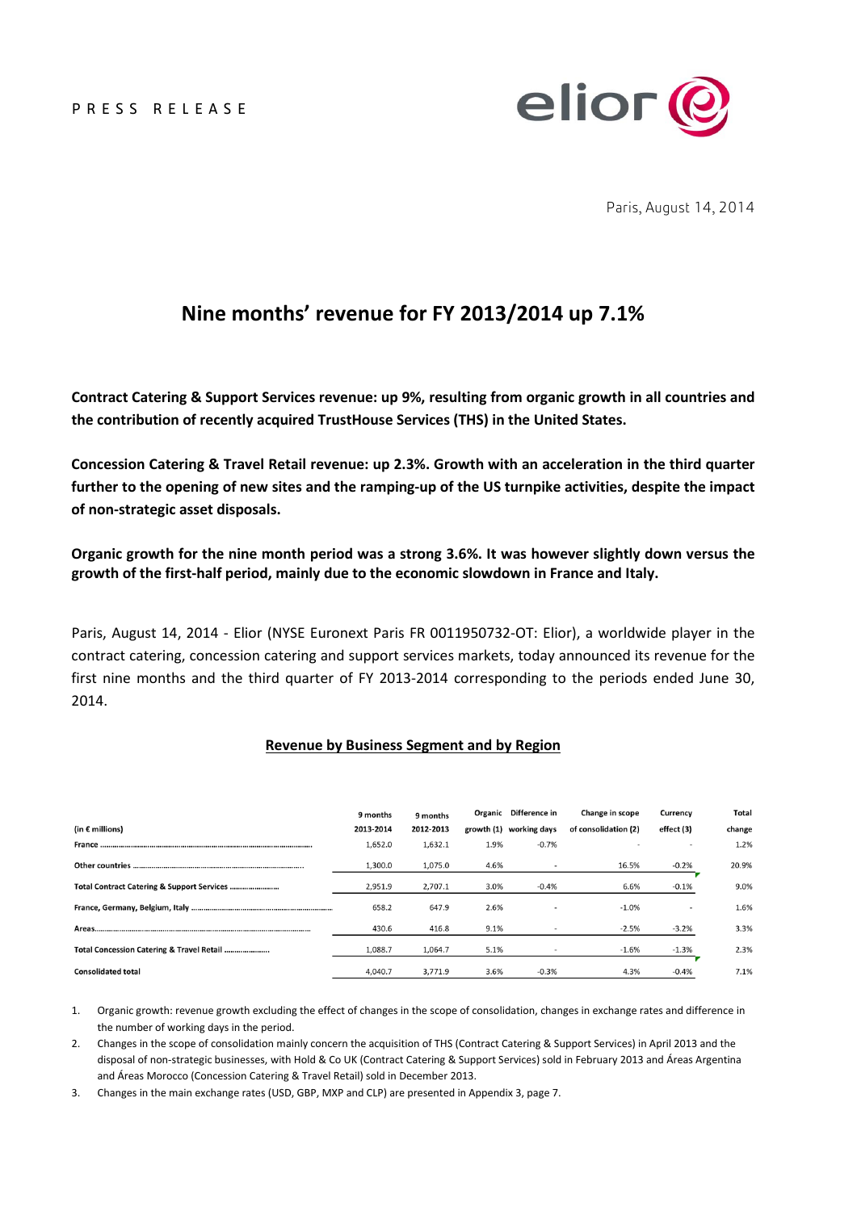PRESS RELEASE

Paris, August 14, 2014

# Nine months' revenue for FY 2013/2014 up 7.1%

**Contract Catering & Support Services revenue: up 9%, resulting from organic growth in all countries and the contribution of recently acquired TrustHouse Services (THS) in the United States.**

**Concession Catering & Travel Retail revenue: up 2.3%. Growth with an acceleration in the third quarter further to the opening of new sites and the ramping-up of the US turnpike activities, despite the impact of non-strategic asset disposals.**

**Organic growth for the nine month period was a strong 3.6%. It was however slightly down versus the growth of the first-half period, mainly due to the economic slowdown in France and Italy.**

Paris, August 14, 2014 - Elior (NYSE Euronext Paris FR 0011950732-OT: Elior), a worldwide player in the contract catering, concession catering and support services markets, today announced its revenue for the first nine months and the third quarter of FY 2013-2014 corresponding to the periods ended June 30, 2014.

## Revenue by Business Segment and by Region

| (in € millions) | 9 months 2013-2014 | 9 months 2012-2013 | Organic growth (1) | Difference in working days | Change in scope of consolidation (2) | Currency effect (3) | Total change |
|---|---|---|---|---|---|---|---|
| France | 1,652.0 | 1,632.1 | 1.9% | -0.7% | - | - | 1.2% |
| Other countries | 1,300.0 | 1,075.0 | 4.6% | - | 16.5% | -0.2% | 20.9% |
| Total Contract Catering & Support Services | 2,951.9 | 2,707.1 | 3.0% | -0.4% | 6.6% | -0.1% | 9.0% |
| France, Germany, Belgium, Italy | 658.2 | 647.9 | 2.6% | - | -1.0% | - | 1.6% |
| Areas | 430.6 | 416.8 | 9.1% | - | -2.5% | -3.2% | 3.3% |
| Total Concession Catering & Travel Retail | 1,088.7 | 1,064.7 | 5.1% | - | -1.6% | -1.3% | 2.3% |
| Consolidated total | 4,040.7 | 3,771.9 | 3.6% | -0.3% | 4.3% | -0.4% | 7.1% |

1. Organic growth: revenue growth excluding the effect of changes in the scope of consolidation, changes in exchange rates and difference in the number of working days in the period.
2. Changes in the scope of consolidation mainly concern the acquisition of THS (Contract Catering & Support Services) in April 2013 and the disposal of non-strategic businesses, with Hold & Co UK (Contract Catering & Support Services) sold in February 2013 and Áreas Argentina and Áreas Morocco (Concession Catering & Travel Retail) sold in December 2013.
3. Changes in the main exchange rates (USD, GBP, MXP and CLP) are presented in Appendix 3, page 7.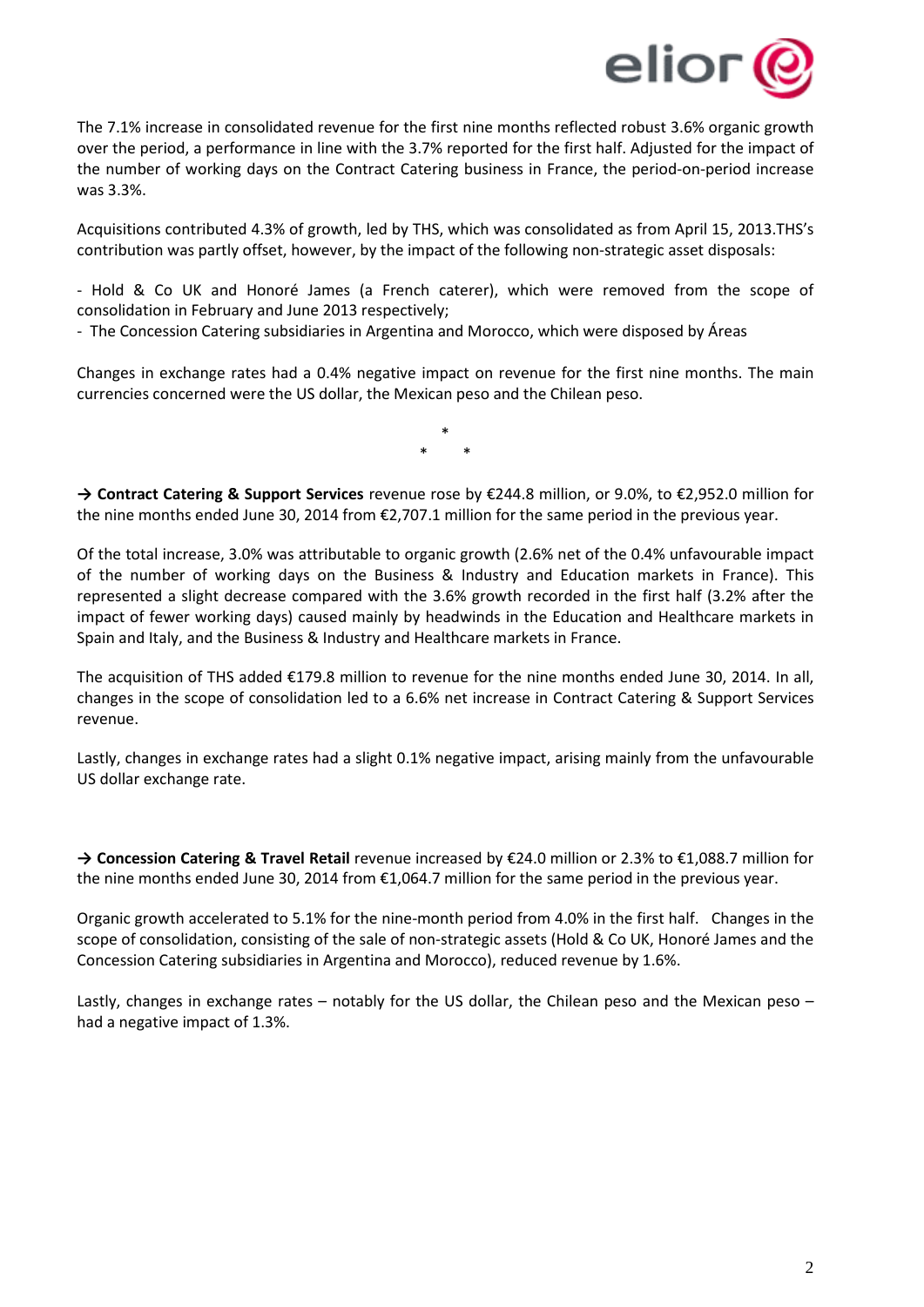The 7.1% increase in consolidated revenue for the first nine months reflected robust 3.6% organic growth over the period, a performance in line with the 3.7% reported for the first half. Adjusted for the impact of the number of working days on the Contract Catering business in France, the period-on-period increase was 3.3%.

Acquisitions contributed 4.3% of growth, led by THS, which was consolidated as from April 15, 2013.THS's contribution was partly offset, however, by the impact of the following non-strategic asset disposals:

- Hold & Co UK and Honoré James (a French caterer), which were removed from the scope of consolidation in February and June 2013 respectively;
- The Concession Catering subsidiaries in Argentina and Morocco, which were disposed by Áreas

Changes in exchange rates had a 0.4% negative impact on revenue for the first nine months. The main currencies concerned were the US dollar, the Mexican peso and the Chilean peso.

*

\* \*

→ **Contract Catering & Support Services** revenue rose by €244.8 million, or 9.0%, to €2,952.0 million for the nine months ended June 30, 2014 from €2,707.1 million for the same period in the previous year.

Of the total increase, 3.0% was attributable to organic growth (2.6% net of the 0.4% unfavourable impact of the number of working days on the Business & Industry and Education markets in France). This represented a slight decrease compared with the 3.6% growth recorded in the first half (3.2% after the impact of fewer working days) caused mainly by headwinds in the Education and Healthcare markets in Spain and Italy, and the Business & Industry and Healthcare markets in France.

The acquisition of THS added €179.8 million to revenue for the nine months ended June 30, 2014. In all, changes in the scope of consolidation led to a 6.6% net increase in Contract Catering & Support Services revenue.

Lastly, changes in exchange rates had a slight 0.1% negative impact, arising mainly from the unfavourable US dollar exchange rate.

→ **Concession Catering & Travel Retail** revenue increased by €24.0 million or 2.3% to €1,088.7 million for the nine months ended June 30, 2014 from €1,064.7 million for the same period in the previous year.

Organic growth accelerated to 5.1% for the nine-month period from 4.0% in the first half. Changes in the scope of consolidation, consisting of the sale of non-strategic assets (Hold & Co UK, Honoré James and the Concession Catering subsidiaries in Argentina and Morocco), reduced revenue by 1.6%.

Lastly, changes in exchange rates – notably for the US dollar, the Chilean peso and the Mexican peso – had a negative impact of 1.3%.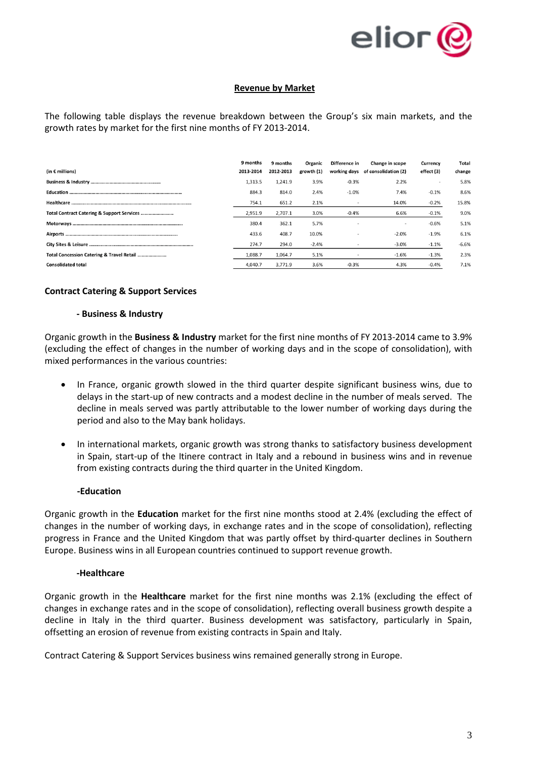## Revenue by Market

The following table displays the revenue breakdown between the Group's six main markets, and the growth rates by market for the first nine months of FY 2013-2014.

| (in € millions) | 9 months 2013-2014 | 9 months 2012-2013 | Organic growth (1) | Difference in working days | Change in scope of consolidation (2) | Currency effect (3) | Total change |
|---|---|---|---|---|---|---|---|
| Business & Industry | 1,313.5 | 1,241.9 | 3.9% | -0.3% | 2.2% | - | 5.8% |
| Education | 884.3 | 814.0 | 2.4% | -1.0% | 7.4% | -0.1% | 8.6% |
| Healthcare | 754.1 | 651.2 | 2.1% | - | 14.0% | -0.2% | 15.8% |
| Total Contract Catering & Support Services | 2,951.9 | 2,707.1 | 3.0% | -0.4% | 6.6% | -0.1% | 9.0% |
| Motorways | 380.4 | 362.1 | 5.7% | - | - | -0.6% | 5.1% |
| Airports | 433.6 | 408.7 | 10.0% | - | -2.0% | -1.9% | 6.1% |
| City Sites & Leisure | 274.7 | 294.0 | -2.4% | - | -3.0% | -1.1% | -6.6% |
| Total Concession Catering & Travel Retail | 1,088.7 | 1,064.7 | 5.1% | - | -1.6% | -1.3% | 2.3% |
| Consolidated total | 4,040.7 | 3,771.9 | 3.6% | -0.3% | 4.3% | -0.4% | 7.1% |

### Contract Catering & Support Services

#### - Business & Industry

Organic growth in the **Business & Industry** market for the first nine months of FY 2013-2014 came to 3.9% (excluding the effect of changes in the number of working days and in the scope of consolidation), with mixed performances in the various countries:

- In France, organic growth slowed in the third quarter despite significant business wins, due to delays in the start-up of new contracts and a modest decline in the number of meals served. The decline in meals served was partly attributable to the lower number of working days during the period and also to the May bank holidays.
- In international markets, organic growth was strong thanks to satisfactory business development in Spain, start-up of the Itinere contract in Italy and a rebound in business wins and in revenue from existing contracts during the third quarter in the United Kingdom.

#### -Education

Organic growth in the **Education** market for the first nine months stood at 2.4% (excluding the effect of changes in the number of working days, in exchange rates and in the scope of consolidation), reflecting progress in France and the United Kingdom that was partly offset by third-quarter declines in Southern Europe. Business wins in all European countries continued to support revenue growth.

#### -Healthcare

Organic growth in the **Healthcare** market for the first nine months was 2.1% (excluding the effect of changes in exchange rates and in the scope of consolidation), reflecting overall business growth despite a decline in Italy in the third quarter. Business development was satisfactory, particularly in Spain, offsetting an erosion of revenue from existing contracts in Spain and Italy.

Contract Catering & Support Services business wins remained generally strong in Europe.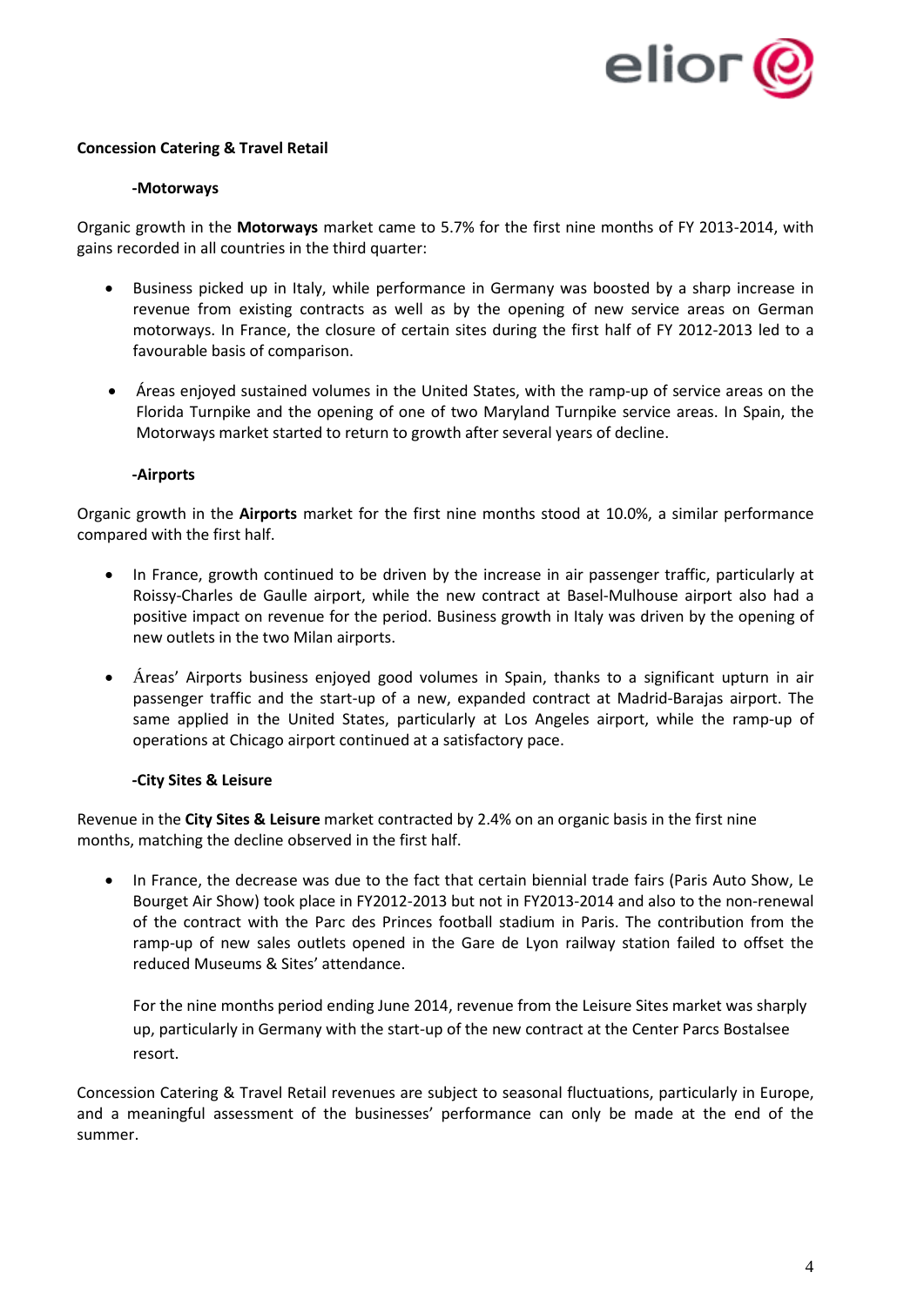**Concession Catering & Travel Retail**

**-Motorways**

Organic growth in the **Motorways** market came to 5.7% for the first nine months of FY 2013-2014, with gains recorded in all countries in the third quarter:

- Business picked up in Italy, while performance in Germany was boosted by a sharp increase in revenue from existing contracts as well as by the opening of new service areas on German motorways. In France, the closure of certain sites during the first half of FY 2012-2013 led to a favourable basis of comparison.
- Áreas enjoyed sustained volumes in the United States, with the ramp-up of service areas on the Florida Turnpike and the opening of one of two Maryland Turnpike service areas. In Spain, the Motorways market started to return to growth after several years of decline.

**-Airports**

Organic growth in the **Airports** market for the first nine months stood at 10.0%, a similar performance compared with the first half.

- In France, growth continued to be driven by the increase in air passenger traffic, particularly at Roissy-Charles de Gaulle airport, while the new contract at Basel-Mulhouse airport also had a positive impact on revenue for the period. Business growth in Italy was driven by the opening of new outlets in the two Milan airports.
- Áreas' Airports business enjoyed good volumes in Spain, thanks to a significant upturn in air passenger traffic and the start-up of a new, expanded contract at Madrid-Barajas airport. The same applied in the United States, particularly at Los Angeles airport, while the ramp-up of operations at Chicago airport continued at a satisfactory pace.

**-City Sites & Leisure**

Revenue in the **City Sites & Leisure** market contracted by 2.4% on an organic basis in the first nine months, matching the decline observed in the first half.

- In France, the decrease was due to the fact that certain biennial trade fairs (Paris Auto Show, Le Bourget Air Show) took place in FY2012-2013 but not in FY2013-2014 and also to the non-renewal of the contract with the Parc des Princes football stadium in Paris. The contribution from the ramp-up of new sales outlets opened in the Gare de Lyon railway station failed to offset the reduced Museums & Sites' attendance.

  For the nine months period ending June 2014, revenue from the Leisure Sites market was sharply up, particularly in Germany with the start-up of the new contract at the Center Parcs Bostalsee resort.

Concession Catering & Travel Retail revenues are subject to seasonal fluctuations, particularly in Europe, and a meaningful assessment of the businesses' performance can only be made at the end of the summer.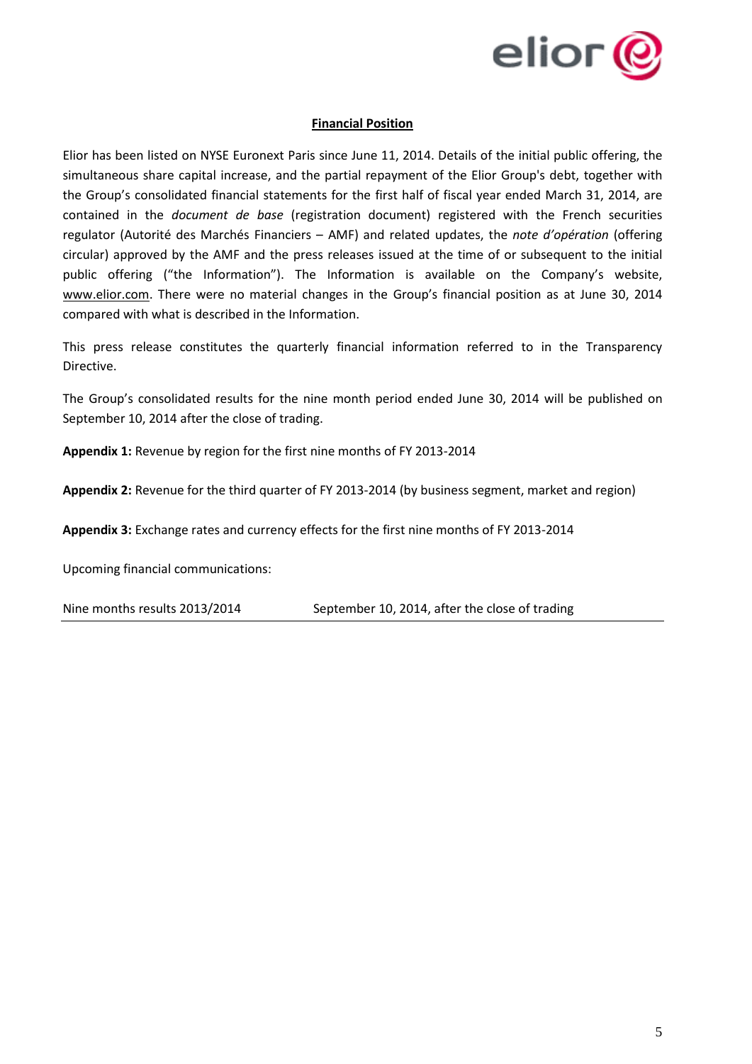## Financial Position

Elior has been listed on NYSE Euronext Paris since June 11, 2014. Details of the initial public offering, the simultaneous share capital increase, and the partial repayment of the Elior Group's debt, together with the Group's consolidated financial statements for the first half of fiscal year ended March 31, 2014, are contained in the *document de base* (registration document) registered with the French securities regulator (Autorité des Marchés Financiers – AMF) and related updates, the *note d'opération* (offering circular) approved by the AMF and the press releases issued at the time of or subsequent to the initial public offering ("the Information"). The Information is available on the Company's website, www.elior.com. There were no material changes in the Group's financial position as at June 30, 2014 compared with what is described in the Information.

This press release constitutes the quarterly financial information referred to in the Transparency Directive.

The Group's consolidated results for the nine month period ended June 30, 2014 will be published on September 10, 2014 after the close of trading.

**Appendix 1:** Revenue by region for the first nine months of FY 2013-2014

**Appendix 2:** Revenue for the third quarter of FY 2013-2014 (by business segment, market and region)

**Appendix 3:** Exchange rates and currency effects for the first nine months of FY 2013-2014

Upcoming financial communications:

| | |
|---|---|
| Nine months results 2013/2014 | September 10, 2014, after the close of trading |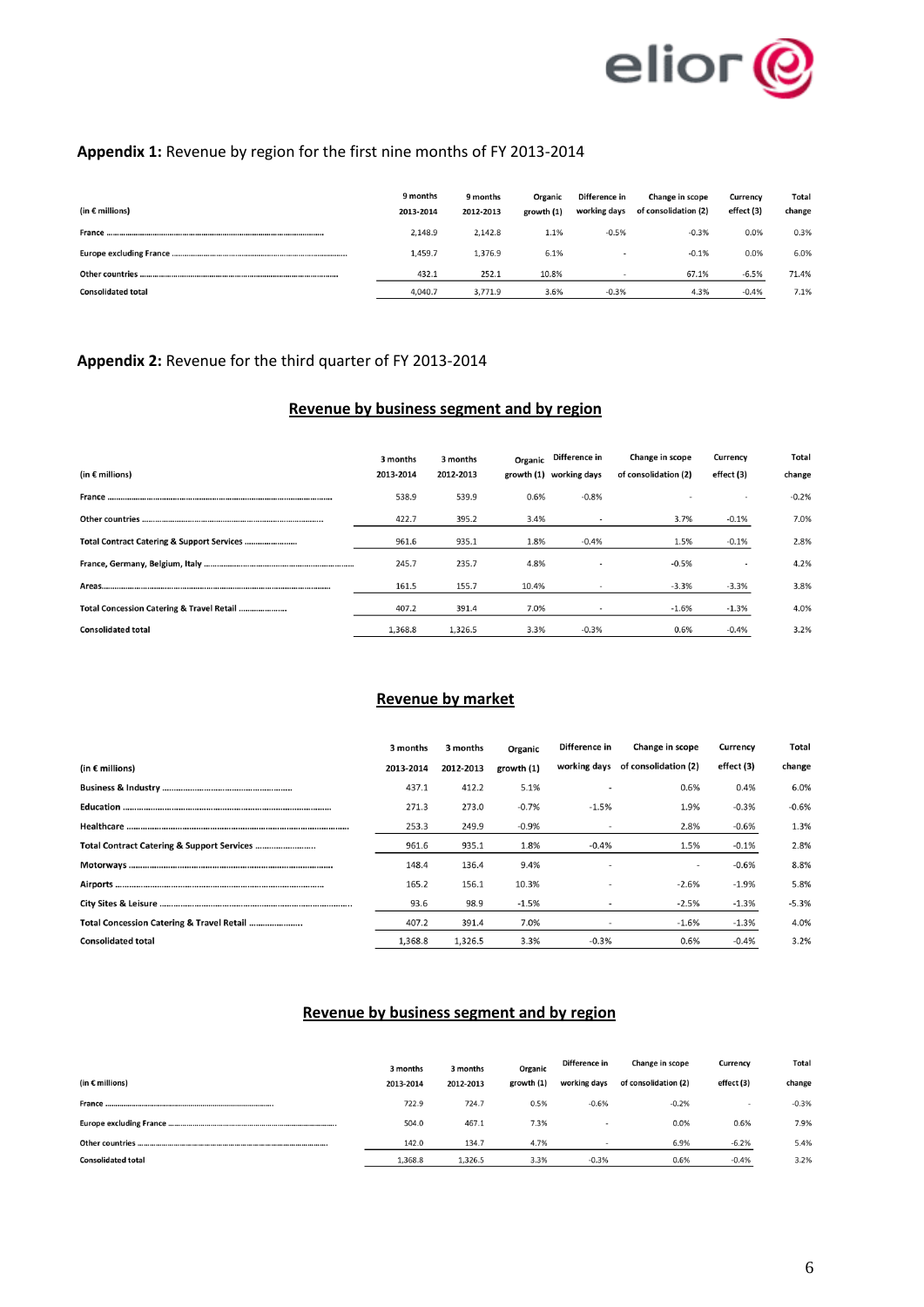**Appendix 1:** Revenue by region for the first nine months of FY 2013-2014

| (in € millions) | 9 months 2013-2014 | 9 months 2012-2013 | Organic growth (1) | Difference in working days | Change in scope of consolidation (2) | Currency effect (3) | Total change |
|---|---|---|---|---|---|---|---|
| France | 2,148.9 | 2,142.8 | 1.1% | -0.5% | -0.3% | 0.0% | 0.3% |
| Europe excluding France | 1,459.7 | 1,376.9 | 6.1% | - | -0.1% | 0.0% | 6.0% |
| Other countries | 432.1 | 252.1 | 10.8% | - | 67.1% | -6.5% | 71.4% |
| Consolidated total | 4,040.7 | 3,771.9 | 3.6% | -0.3% | 4.3% | -0.4% | 7.1% |

**Appendix 2:** Revenue for the third quarter of FY 2013-2014

## Revenue by business segment and by region

| (in € millions) | 3 months 2013-2014 | 3 months 2012-2013 | Organic growth (1) | Difference in working days | Change in scope of consolidation (2) | Currency effect (3) | Total change |
|---|---|---|---|---|---|---|---|
| France | 538.9 | 539.9 | 0.6% | -0.8% | - | - | -0.2% |
| Other countries | 422.7 | 395.2 | 3.4% | - | 3.7% | -0.1% | 7.0% |
| Total Contract Catering & Support Services | 961.6 | 935.1 | 1.8% | -0.4% | 1.5% | -0.1% | 2.8% |
| France, Germany, Belgium, Italy | 245.7 | 235.7 | 4.8% | - | -0.5% | - | 4.2% |
| Areas | 161.5 | 155.7 | 10.4% | - | -3.3% | -3.3% | 3.8% |
| Total Concession Catering & Travel Retail | 407.2 | 391.4 | 7.0% | - | -1.6% | -1.3% | 4.0% |
| Consolidated total | 1,368.8 | 1,326.5 | 3.3% | -0.3% | 0.6% | -0.4% | 3.2% |

## Revenue by market

| (in € millions) | 3 months 2013-2014 | 3 months 2012-2013 | Organic growth (1) | Difference in working days | Change in scope of consolidation (2) | Currency effect (3) | Total change |
|---|---|---|---|---|---|---|---|
| Business & Industry | 437.1 | 412.2 | 5.1% | - | 0.6% | 0.4% | 6.0% |
| Education | 271.3 | 273.0 | -0.7% | -1.5% | 1.9% | -0.3% | -0.6% |
| Healthcare | 253.3 | 249.9 | -0.9% | - | 2.8% | -0.6% | 1.3% |
| Total Contract Catering & Support Services | 961.6 | 935.1 | 1.8% | -0.4% | 1.5% | -0.1% | 2.8% |
| Motorways | 148.4 | 136.4 | 9.4% | - | - | -0.6% | 8.8% |
| Airports | 165.2 | 156.1 | 10.3% | - | -2.6% | -1.9% | 5.8% |
| City Sites & Leisure | 93.6 | 98.9 | -1.5% | - | -2.5% | -1.3% | -5.3% |
| Total Concession Catering & Travel Retail | 407.2 | 391.4 | 7.0% | - | -1.6% | -1.3% | 4.0% |
| Consolidated total | 1,368.8 | 1,326.5 | 3.3% | -0.3% | 0.6% | -0.4% | 3.2% |

## Revenue by business segment and by region

| (in € millions) | 3 months 2013-2014 | 3 months 2012-2013 | Organic growth (1) | Difference in working days | Change in scope of consolidation (2) | Currency effect (3) | Total change |
|---|---|---|---|---|---|---|---|
| France | 722.9 | 724.7 | 0.5% | -0.6% | -0.2% | - | -0.3% |
| Europe excluding France | 504.0 | 467.1 | 7.3% | - | 0.0% | 0.6% | 7.9% |
| Other countries | 142.0 | 134.7 | 4.7% | - | 6.9% | -6.2% | 5.4% |
| Consolidated total | 1,368.8 | 1,326.5 | 3.3% | -0.3% | 0.6% | -0.4% | 3.2% |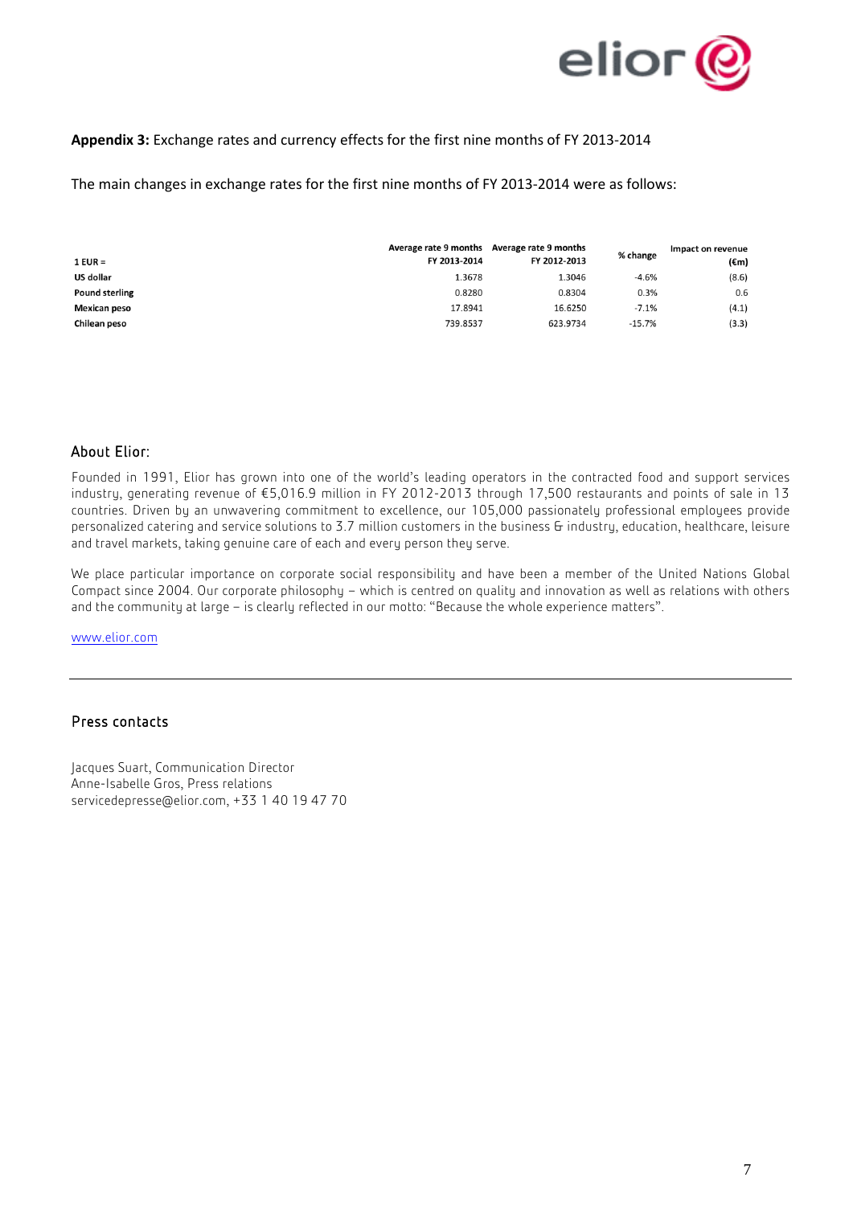**Appendix 3:** Exchange rates and currency effects for the first nine months of FY 2013-2014

The main changes in exchange rates for the first nine months of FY 2013-2014 were as follows:

| 1 EUR = | Average rate 9 months FY 2013-2014 | Average rate 9 months FY 2012-2013 | % change | Impact on revenue (€m) |
|---|---|---|---|---|
| **US dollar** | 1.3678 | 1.3046 | -4.6% | (8.6) |
| **Pound sterling** | 0.8280 | 0.8304 | 0.3% | 0.6 |
| **Mexican peso** | 17.8941 | 16.6250 | -7.1% | (4.1) |
| **Chilean peso** | 739.8537 | 623.9734 | -15.7% | (3.3) |

## About Elior:

Founded in 1991, Elior has grown into one of the world's leading operators in the contracted food and support services industry, generating revenue of €5,016.9 million in FY 2012-2013 through 17,500 restaurants and points of sale in 13 countries. Driven by an unwavering commitment to excellence, our 105,000 passionately professional employees provide personalized catering and service solutions to 3.7 million customers in the business & industry, education, healthcare, leisure and travel markets, taking genuine care of each and every person they serve.

We place particular importance on corporate social responsibility and have been a member of the United Nations Global Compact since 2004. Our corporate philosophy – which is centred on quality and innovation as well as relations with others and the community at large – is clearly reflected in our motto: "Because the whole experience matters".

www.elior.com

---

## Press contacts

Jacques Suart, Communication Director
Anne-Isabelle Gros, Press relations
servicedepresse@elior.com, +33 1 40 19 47 70